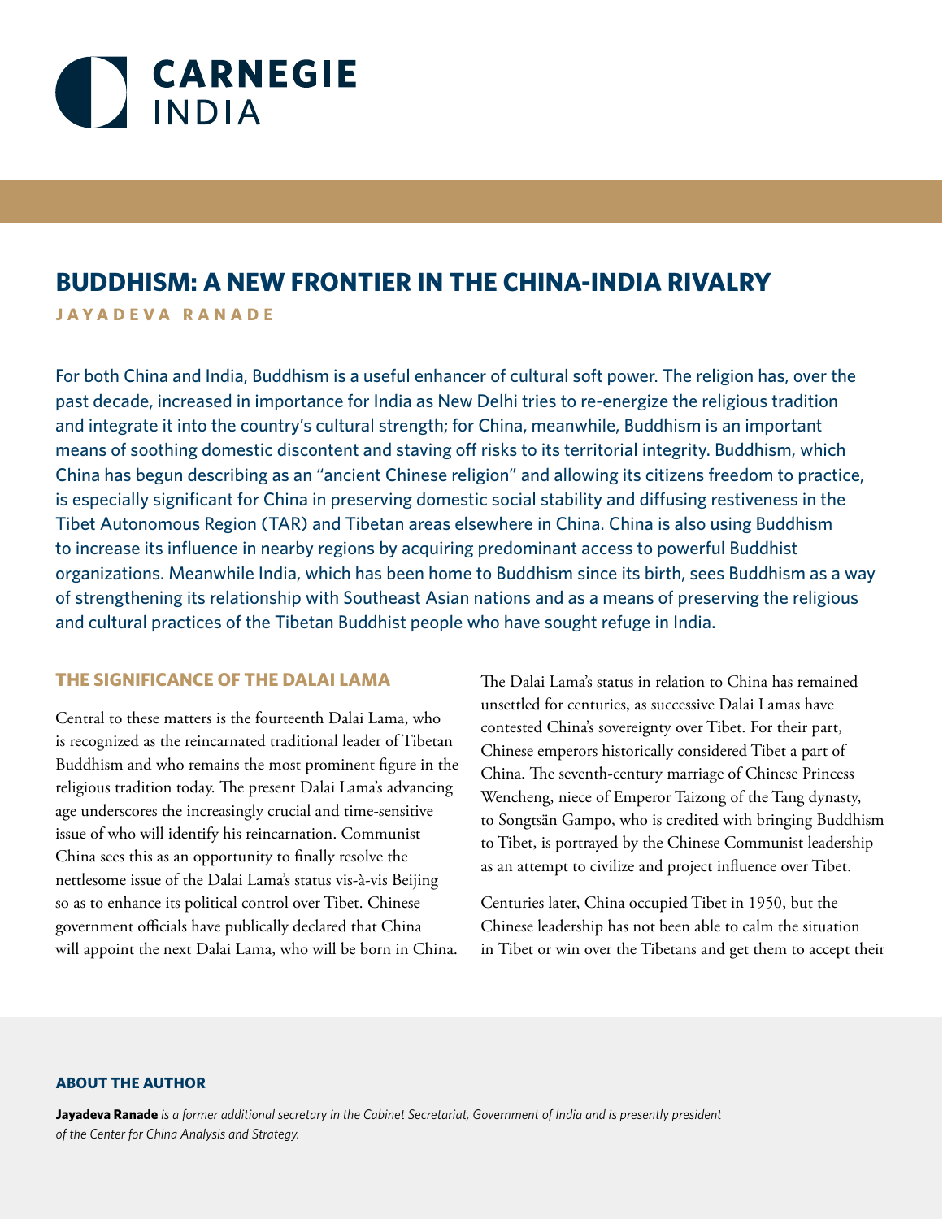CARNEGIE INDIA

# BUDDHISM: A NEW FRONTIER IN THE CHINA-INDIA RIVALRY

JAYADEVA RANADE

For both China and India, Buddhism is a useful enhancer of cultural soft power. The religion has, over the past decade, increased in importance for India as New Delhi tries to re-energize the religious tradition and integrate it into the country's cultural strength; for China, meanwhile, Buddhism is an important means of soothing domestic discontent and staving off risks to its territorial integrity. Buddhism, which China has begun describing as an "ancient Chinese religion" and allowing its citizens freedom to practice, is especially significant for China in preserving domestic social stability and diffusing restiveness in the Tibet Autonomous Region (TAR) and Tibetan areas elsewhere in China. China is also using Buddhism to increase its influence in nearby regions by acquiring predominant access to powerful Buddhist organizations. Meanwhile India, which has been home to Buddhism since its birth, sees Buddhism as a way of strengthening its relationship with Southeast Asian nations and as a means of preserving the religious and cultural practices of the Tibetan Buddhist people who have sought refuge in India.

## THE SIGNIFICANCE OF THE DALAI LAMA

Central to these matters is the fourteenth Dalai Lama, who is recognized as the reincarnated traditional leader of Tibetan Buddhism and who remains the most prominent figure in the religious tradition today. The present Dalai Lama's advancing age underscores the increasingly crucial and time-sensitive issue of who will identify his reincarnation. Communist China sees this as an opportunity to finally resolve the nettlesome issue of the Dalai Lama's status vis-à-vis Beijing so as to enhance its political control over Tibet. Chinese government officials have publically declared that China will appoint the next Dalai Lama, who will be born in China.

The Dalai Lama's status in relation to China has remained unsettled for centuries, as successive Dalai Lamas have contested China's sovereignty over Tibet. For their part, Chinese emperors historically considered Tibet a part of China. The seventh-century marriage of Chinese Princess Wencheng, niece of Emperor Taizong of the Tang dynasty, to Songtsän Gampo, who is credited with bringing Buddhism to Tibet, is portrayed by the Chinese Communist leadership as an attempt to civilize and project influence over Tibet.

Centuries later, China occupied Tibet in 1950, but the Chinese leadership has not been able to calm the situation in Tibet or win over the Tibetans and get them to accept their

### ABOUT THE AUTHOR

**Jayadeva Ranade** *is a former additional secretary in the Cabinet Secretariat, Government of India and is presently president of the Center for China Analysis and Strategy.*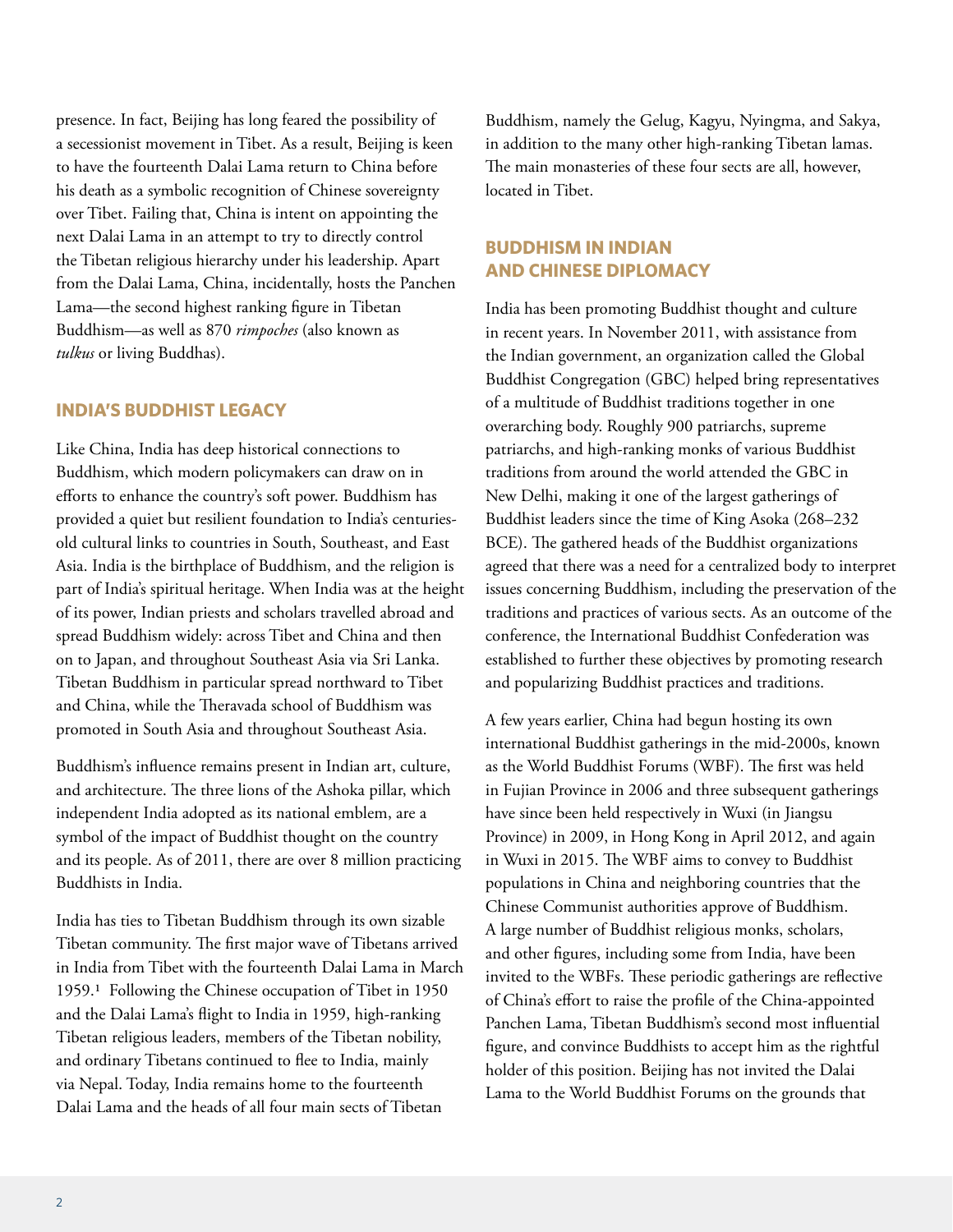presence. In fact, Beijing has long feared the possibility of a secessionist movement in Tibet. As a result, Beijing is keen to have the fourteenth Dalai Lama return to China before his death as a symbolic recognition of Chinese sovereignty over Tibet. Failing that, China is intent on appointing the next Dalai Lama in an attempt to try to directly control the Tibetan religious hierarchy under his leadership. Apart from the Dalai Lama, China, incidentally, hosts the Panchen Lama—the second highest ranking figure in Tibetan Buddhism—as well as 870 *rimpoches* (also known as *tulkus* or living Buddhas).

## INDIA'S BUDDHIST LEGACY

Like China, India has deep historical connections to Buddhism, which modern policymakers can draw on in efforts to enhance the country's soft power. Buddhism has provided a quiet but resilient foundation to India's centuries-old cultural links to countries in South, Southeast, and East Asia. India is the birthplace of Buddhism, and the religion is part of India's spiritual heritage. When India was at the height of its power, Indian priests and scholars travelled abroad and spread Buddhism widely: across Tibet and China and then on to Japan, and throughout Southeast Asia via Sri Lanka. Tibetan Buddhism in particular spread northward to Tibet and China, while the Theravada school of Buddhism was promoted in South Asia and throughout Southeast Asia.

Buddhism's influence remains present in Indian art, culture, and architecture. The three lions of the Ashoka pillar, which independent India adopted as its national emblem, are a symbol of the impact of Buddhist thought on the country and its people. As of 2011, there are over 8 million practicing Buddhists in India.

India has ties to Tibetan Buddhism through its own sizable Tibetan community. The first major wave of Tibetans arrived in India from Tibet with the fourteenth Dalai Lama in March 1959.[1] Following the Chinese occupation of Tibet in 1950 and the Dalai Lama's flight to India in 1959, high-ranking Tibetan religious leaders, members of the Tibetan nobility, and ordinary Tibetans continued to flee to India, mainly via Nepal. Today, India remains home to the fourteenth Dalai Lama and the heads of all four main sects of Tibetan Buddhism, namely the Gelug, Kagyu, Nyingma, and Sakya, in addition to the many other high-ranking Tibetan lamas. The main monasteries of these four sects are all, however, located in Tibet.

## BUDDHISM IN INDIAN AND CHINESE DIPLOMACY

India has been promoting Buddhist thought and culture in recent years. In November 2011, with assistance from the Indian government, an organization called the Global Buddhist Congregation (GBC) helped bring representatives of a multitude of Buddhist traditions together in one overarching body. Roughly 900 patriarchs, supreme patriarchs, and high-ranking monks of various Buddhist traditions from around the world attended the GBC in New Delhi, making it one of the largest gatherings of Buddhist leaders since the time of King Asoka (268–232 BCE). The gathered heads of the Buddhist organizations agreed that there was a need for a centralized body to interpret issues concerning Buddhism, including the preservation of the traditions and practices of various sects. As an outcome of the conference, the International Buddhist Confederation was established to further these objectives by promoting research and popularizing Buddhist practices and traditions.

A few years earlier, China had begun hosting its own international Buddhist gatherings in the mid-2000s, known as the World Buddhist Forums (WBF). The first was held in Fujian Province in 2006 and three subsequent gatherings have since been held respectively in Wuxi (in Jiangsu Province) in 2009, in Hong Kong in April 2012, and again in Wuxi in 2015. The WBF aims to convey to Buddhist populations in China and neighboring countries that the Chinese Communist authorities approve of Buddhism. A large number of Buddhist religious monks, scholars, and other figures, including some from India, have been invited to the WBFs. These periodic gatherings are reflective of China's effort to raise the profile of the China-appointed Panchen Lama, Tibetan Buddhism's second most influential figure, and convince Buddhists to accept him as the rightful holder of this position. Beijing has not invited the Dalai Lama to the World Buddhist Forums on the grounds that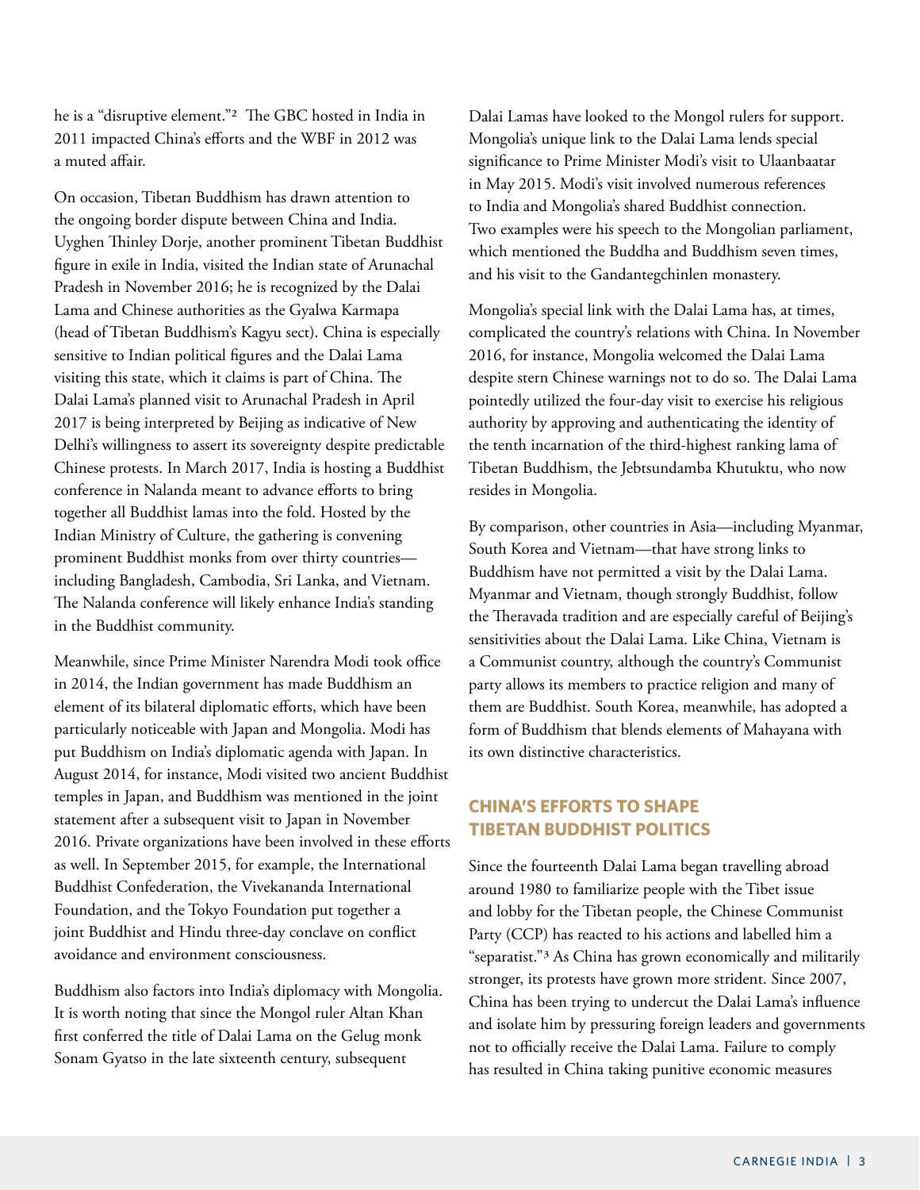he is a "disruptive element."[2] The GBC hosted in India in 2011 impacted China's efforts and the WBF in 2012 was a muted affair.

On occasion, Tibetan Buddhism has drawn attention to the ongoing border dispute between China and India. Uyghen Thinley Dorje, another prominent Tibetan Buddhist figure in exile in India, visited the Indian state of Arunachal Pradesh in November 2016; he is recognized by the Dalai Lama and Chinese authorities as the Gyalwa Karmapa (head of Tibetan Buddhism's Kagyu sect). China is especially sensitive to Indian political figures and the Dalai Lama visiting this state, which it claims is part of China. The Dalai Lama's planned visit to Arunachal Pradesh in April 2017 is being interpreted by Beijing as indicative of New Delhi's willingness to assert its sovereignty despite predictable Chinese protests. In March 2017, India is hosting a Buddhist conference in Nalanda meant to advance efforts to bring together all Buddhist lamas into the fold. Hosted by the Indian Ministry of Culture, the gathering is convening prominent Buddhist monks from over thirty countries—including Bangladesh, Cambodia, Sri Lanka, and Vietnam. The Nalanda conference will likely enhance India's standing in the Buddhist community.

Meanwhile, since Prime Minister Narendra Modi took office in 2014, the Indian government has made Buddhism an element of its bilateral diplomatic efforts, which have been particularly noticeable with Japan and Mongolia. Modi has put Buddhism on India's diplomatic agenda with Japan. In August 2014, for instance, Modi visited two ancient Buddhist temples in Japan, and Buddhism was mentioned in the joint statement after a subsequent visit to Japan in November 2016. Private organizations have been involved in these efforts as well. In September 2015, for example, the International Buddhist Confederation, the Vivekananda International Foundation, and the Tokyo Foundation put together a joint Buddhist and Hindu three-day conclave on conflict avoidance and environment consciousness.

Buddhism also factors into India's diplomacy with Mongolia. It is worth noting that since the Mongol ruler Altan Khan first conferred the title of Dalai Lama on the Gelug monk Sonam Gyatso in the late sixteenth century, subsequent Dalai Lamas have looked to the Mongol rulers for support. Mongolia's unique link to the Dalai Lama lends special significance to Prime Minister Modi's visit to Ulaanbaatar in May 2015. Modi's visit involved numerous references to India and Mongolia's shared Buddhist connection. Two examples were his speech to the Mongolian parliament, which mentioned the Buddha and Buddhism seven times, and his visit to the Gandantegchinlen monastery.

Mongolia's special link with the Dalai Lama has, at times, complicated the country's relations with China. In November 2016, for instance, Mongolia welcomed the Dalai Lama despite stern Chinese warnings not to do so. The Dalai Lama pointedly utilized the four-day visit to exercise his religious authority by approving and authenticating the identity of the tenth incarnation of the third-highest ranking lama of Tibetan Buddhism, the Jebtsundamba Khutuktu, who now resides in Mongolia.

By comparison, other countries in Asia—including Myanmar, South Korea and Vietnam—that have strong links to Buddhism have not permitted a visit by the Dalai Lama. Myanmar and Vietnam, though strongly Buddhist, follow the Theravada tradition and are especially careful of Beijing's sensitivities about the Dalai Lama. Like China, Vietnam is a Communist country, although the country's Communist party allows its members to practice religion and many of them are Buddhist. South Korea, meanwhile, has adopted a form of Buddhism that blends elements of Mahayana with its own distinctive characteristics.

## CHINA'S EFFORTS TO SHAPE TIBETAN BUDDHIST POLITICS

Since the fourteenth Dalai Lama began travelling abroad around 1980 to familiarize people with the Tibet issue and lobby for the Tibetan people, the Chinese Communist Party (CCP) has reacted to his actions and labelled him a "separatist."[3] As China has grown economically and militarily stronger, its protests have grown more strident. Since 2007, China has been trying to undercut the Dalai Lama's influence and isolate him by pressuring foreign leaders and governments not to officially receive the Dalai Lama. Failure to comply has resulted in China taking punitive economic measures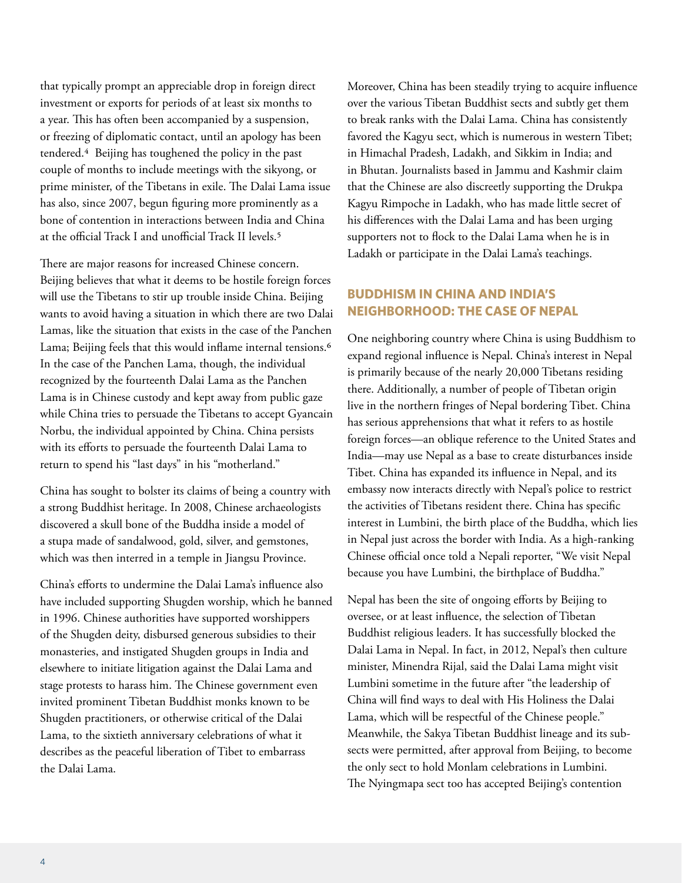that typically prompt an appreciable drop in foreign direct investment or exports for periods of at least six months to a year. This has often been accompanied by a suspension, or freezing of diplomatic contact, until an apology has been tendered.[4] Beijing has toughened the policy in the past couple of months to include meetings with the sikyong, or prime minister, of the Tibetans in exile. The Dalai Lama issue has also, since 2007, begun figuring more prominently as a bone of contention in interactions between India and China at the official Track I and unofficial Track II levels.[5]

There are major reasons for increased Chinese concern. Beijing believes that what it deems to be hostile foreign forces will use the Tibetans to stir up trouble inside China. Beijing wants to avoid having a situation in which there are two Dalai Lamas, like the situation that exists in the case of the Panchen Lama; Beijing feels that this would inflame internal tensions.[6] In the case of the Panchen Lama, though, the individual recognized by the fourteenth Dalai Lama as the Panchen Lama is in Chinese custody and kept away from public gaze while China tries to persuade the Tibetans to accept Gyancain Norbu, the individual appointed by China. China persists with its efforts to persuade the fourteenth Dalai Lama to return to spend his "last days" in his "motherland."

China has sought to bolster its claims of being a country with a strong Buddhist heritage. In 2008, Chinese archaeologists discovered a skull bone of the Buddha inside a model of a stupa made of sandalwood, gold, silver, and gemstones, which was then interred in a temple in Jiangsu Province.

China's efforts to undermine the Dalai Lama's influence also have included supporting Shugden worship, which he banned in 1996. Chinese authorities have supported worshippers of the Shugden deity, disbursed generous subsidies to their monasteries, and instigated Shugden groups in India and elsewhere to initiate litigation against the Dalai Lama and stage protests to harass him. The Chinese government even invited prominent Tibetan Buddhist monks known to be Shugden practitioners, or otherwise critical of the Dalai Lama, to the sixtieth anniversary celebrations of what it describes as the peaceful liberation of Tibet to embarrass the Dalai Lama.

Moreover, China has been steadily trying to acquire influence over the various Tibetan Buddhist sects and subtly get them to break ranks with the Dalai Lama. China has consistently favored the Kagyu sect, which is numerous in western Tibet; in Himachal Pradesh, Ladakh, and Sikkim in India; and in Bhutan. Journalists based in Jammu and Kashmir claim that the Chinese are also discreetly supporting the Drukpa Kagyu Rimpoche in Ladakh, who has made little secret of his differences with the Dalai Lama and has been urging supporters not to flock to the Dalai Lama when he is in Ladakh or participate in the Dalai Lama's teachings.

## BUDDHISM IN CHINA AND INDIA'S NEIGHBORHOOD: THE CASE OF NEPAL

One neighboring country where China is using Buddhism to expand regional influence is Nepal. China's interest in Nepal is primarily because of the nearly 20,000 Tibetans residing there. Additionally, a number of people of Tibetan origin live in the northern fringes of Nepal bordering Tibet. China has serious apprehensions that what it refers to as hostile foreign forces—an oblique reference to the United States and India—may use Nepal as a base to create disturbances inside Tibet. China has expanded its influence in Nepal, and its embassy now interacts directly with Nepal's police to restrict the activities of Tibetans resident there. China has specific interest in Lumbini, the birth place of the Buddha, which lies in Nepal just across the border with India. As a high-ranking Chinese official once told a Nepali reporter, "We visit Nepal because you have Lumbini, the birthplace of Buddha."

Nepal has been the site of ongoing efforts by Beijing to oversee, or at least influence, the selection of Tibetan Buddhist religious leaders. It has successfully blocked the Dalai Lama in Nepal. In fact, in 2012, Nepal's then culture minister, Minendra Rijal, said the Dalai Lama might visit Lumbini sometime in the future after "the leadership of China will find ways to deal with His Holiness the Dalai Lama, which will be respectful of the Chinese people." Meanwhile, the Sakya Tibetan Buddhist lineage and its sub-sects were permitted, after approval from Beijing, to become the only sect to hold Monlam celebrations in Lumbini. The Nyingmapa sect too has accepted Beijing's contention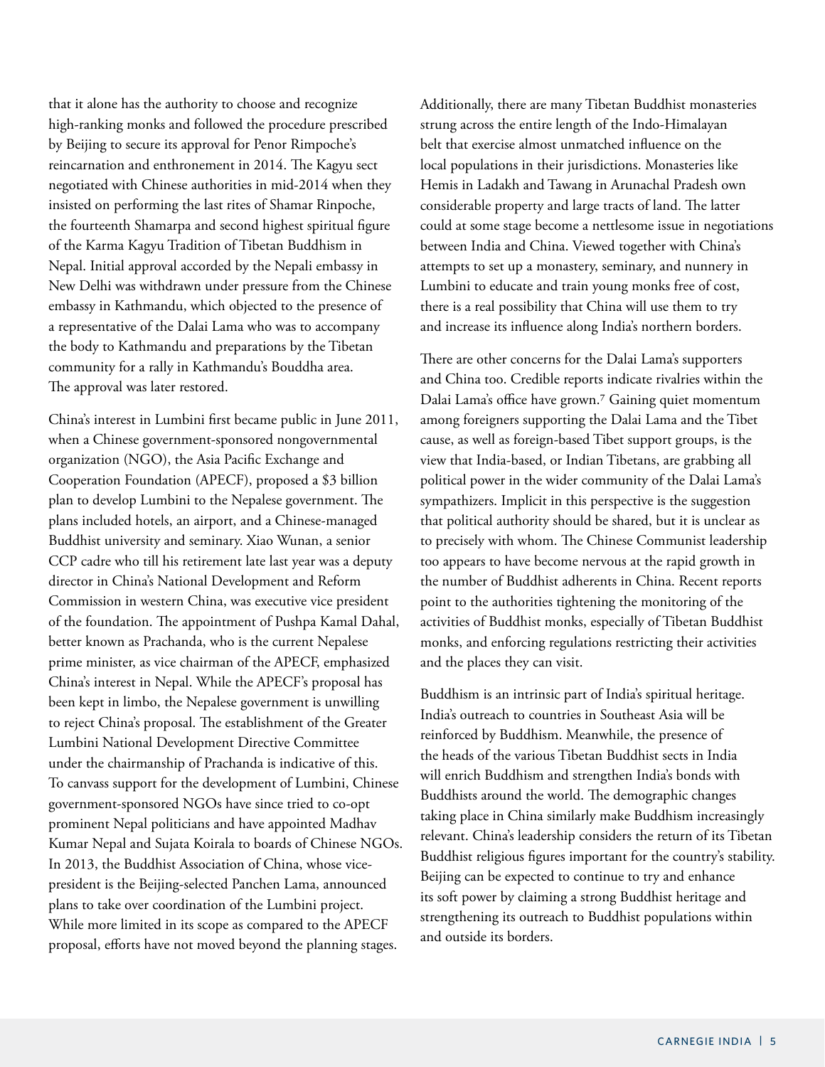that it alone has the authority to choose and recognize high-ranking monks and followed the procedure prescribed by Beijing to secure its approval for Penor Rimpoche's reincarnation and enthronement in 2014. The Kagyu sect negotiated with Chinese authorities in mid-2014 when they insisted on performing the last rites of Shamar Rinpoche, the fourteenth Shamarpa and second highest spiritual figure of the Karma Kagyu Tradition of Tibetan Buddhism in Nepal. Initial approval accorded by the Nepali embassy in New Delhi was withdrawn under pressure from the Chinese embassy in Kathmandu, which objected to the presence of a representative of the Dalai Lama who was to accompany the body to Kathmandu and preparations by the Tibetan community for a rally in Kathmandu's Bouddha area. The approval was later restored.

China's interest in Lumbini first became public in June 2011, when a Chinese government-sponsored nongovernmental organization (NGO), the Asia Pacific Exchange and Cooperation Foundation (APECF), proposed a $3 billion plan to develop Lumbini to the Nepalese government. The plans included hotels, an airport, and a Chinese-managed Buddhist university and seminary. Xiao Wunan, a senior CCP cadre who till his retirement late last year was a deputy director in China's National Development and Reform Commission in western China, was executive vice president of the foundation. The appointment of Pushpa Kamal Dahal, better known as Prachanda, who is the current Nepalese prime minister, as vice chairman of the APECF, emphasized China's interest in Nepal. While the APECF's proposal has been kept in limbo, the Nepalese government is unwilling to reject China's proposal. The establishment of the Greater Lumbini National Development Directive Committee under the chairmanship of Prachanda is indicative of this. To canvass support for the development of Lumbini, Chinese government-sponsored NGOs have since tried to co-opt prominent Nepal politicians and have appointed Madhav Kumar Nepal and Sujata Koirala to boards of Chinese NGOs. In 2013, the Buddhist Association of China, whose vice-president is the Beijing-selected Panchen Lama, announced plans to take over coordination of the Lumbini project. While more limited in its scope as compared to the APECF proposal, efforts have not moved beyond the planning stages.

Additionally, there are many Tibetan Buddhist monasteries strung across the entire length of the Indo-Himalayan belt that exercise almost unmatched influence on the local populations in their jurisdictions. Monasteries like Hemis in Ladakh and Tawang in Arunachal Pradesh own considerable property and large tracts of land. The latter could at some stage become a nettlesome issue in negotiations between India and China. Viewed together with China's attempts to set up a monastery, seminary, and nunnery in Lumbini to educate and train young monks free of cost, there is a real possibility that China will use them to try and increase its influence along India's northern borders.

There are other concerns for the Dalai Lama's supporters and China too. Credible reports indicate rivalries within the Dalai Lama's office have grown.[7] Gaining quiet momentum among foreigners supporting the Dalai Lama and the Tibet cause, as well as foreign-based Tibet support groups, is the view that India-based, or Indian Tibetans, are grabbing all political power in the wider community of the Dalai Lama's sympathizers. Implicit in this perspective is the suggestion that political authority should be shared, but it is unclear as to precisely with whom. The Chinese Communist leadership too appears to have become nervous at the rapid growth in the number of Buddhist adherents in China. Recent reports point to the authorities tightening the monitoring of the activities of Buddhist monks, especially of Tibetan Buddhist monks, and enforcing regulations restricting their activities and the places they can visit.

Buddhism is an intrinsic part of India's spiritual heritage. India's outreach to countries in Southeast Asia will be reinforced by Buddhism. Meanwhile, the presence of the heads of the various Tibetan Buddhist sects in India will enrich Buddhism and strengthen India's bonds with Buddhists around the world. The demographic changes taking place in China similarly make Buddhism increasingly relevant. China's leadership considers the return of its Tibetan Buddhist religious figures important for the country's stability. Beijing can be expected to continue to try and enhance its soft power by claiming a strong Buddhist heritage and strengthening its outreach to Buddhist populations within and outside its borders.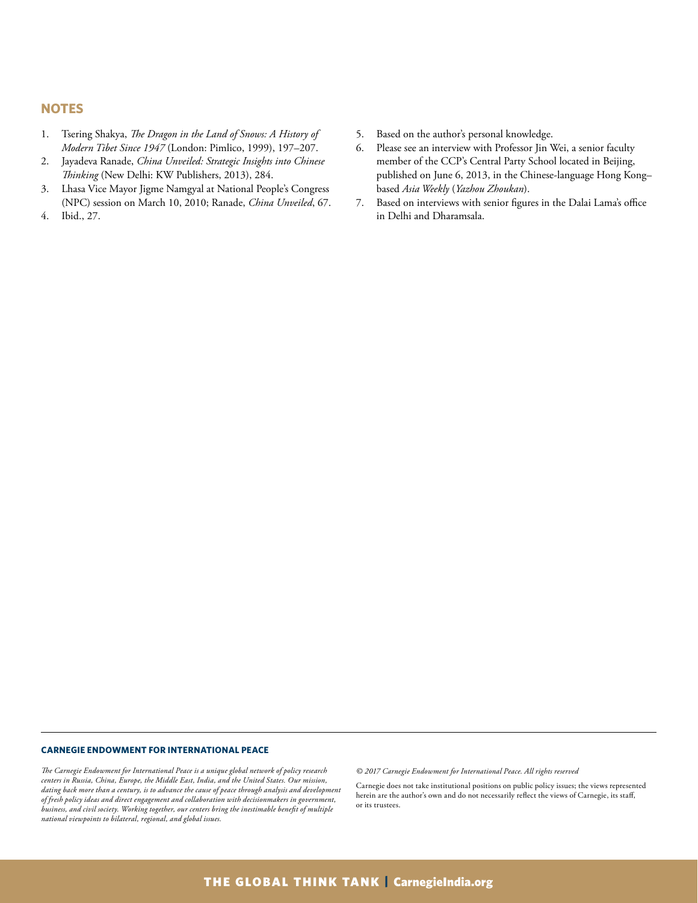## NOTES

1. Tsering Shakya, *The Dragon in the Land of Snows: A History of Modern Tibet Since 1947* (London: Pimlico, 1999), 197–207.
2. Jayadeva Ranade, *China Unveiled: Strategic Insights into Chinese Thinking* (New Delhi: KW Publishers, 2013), 284.
3. Lhasa Vice Mayor Jigme Namgyal at National People's Congress (NPC) session on March 10, 2010; Ranade, *China Unveiled*, 67.
4. Ibid., 27.
5. Based on the author's personal knowledge.
6. Please see an interview with Professor Jin Wei, a senior faculty member of the CCP's Central Party School located in Beijing, published on June 6, 2013, in the Chinese-language Hong Kong–based *Asia Weekly* (*Yazhou Zhoukan*).
7. Based on interviews with senior figures in the Dalai Lama's office in Delhi and Dharamsala.

**CARNEGIE ENDOWMENT FOR INTERNATIONAL PEACE**

*The Carnegie Endowment for International Peace is a unique global network of policy research centers in Russia, China, Europe, the Middle East, India, and the United States. Our mission, dating back more than a century, is to advance the cause of peace through analysis and development of fresh policy ideas and direct engagement and collaboration with decisionmakers in government, business, and civil society. Working together, our centers bring the inestimable benefit of multiple national viewpoints to bilateral, regional, and global issues.*

*© 2017 Carnegie Endowment for International Peace. All rights reserved*

Carnegie does not take institutional positions on public policy issues; the views represented herein are the author's own and do not necessarily reflect the views of Carnegie, its staff, or its trustees.

**THE GLOBAL THINK TANK | CarnegieIndia.org**